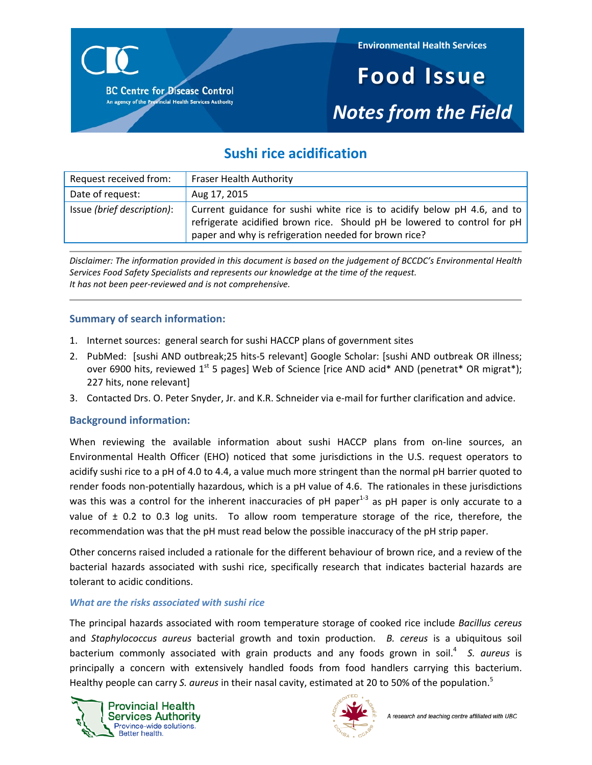Environmental Health Services

# Food Issue

## Notes from the Field

BC Centre for Disease Control
An agency of the Provincial Health Services Authority

## Sushi rice acidification

| Request received from: | Fraser Health Authority |
|---|---|
| Date of request: | Aug 17, 2015 |
| Issue *(brief description)*: | Current guidance for sushi white rice is to acidify below pH 4.6, and to refrigerate acidified brown rice. Should pH be lowered to control for pH paper and why is refrigeration needed for brown rice? |

*Disclaimer: The information provided in this document is based on the judgement of BCCDC's Environmental Health Services Food Safety Specialists and represents our knowledge at the time of the request. It has not been peer-reviewed and is not comprehensive.*

### Summary of search information:

1. Internet sources: general search for sushi HACCP plans of government sites
2. PubMed: [sushi AND outbreak;25 hits-5 relevant] Google Scholar: [sushi AND outbreak OR illness; over 6900 hits, reviewed 1st 5 pages] Web of Science [rice AND acid* AND (penetrat* OR migrat*); 227 hits, none relevant]
3. Contacted Drs. O. Peter Snyder, Jr. and K.R. Schneider via e-mail for further clarification and advice.

### Background information:

When reviewing the available information about sushi HACCP plans from on-line sources, an Environmental Health Officer (EHO) noticed that some jurisdictions in the U.S. request operators to acidify sushi rice to a pH of 4.0 to 4.4, a value much more stringent than the normal pH barrier quoted to render foods non-potentially hazardous, which is a pH value of 4.6. The rationales in these jurisdictions was this was a control for the inherent inaccuracies of pH paper[1-3] as pH paper is only accurate to a value of ± 0.2 to 0.3 log units. To allow room temperature storage of the rice, therefore, the recommendation was that the pH must read below the possible inaccuracy of the pH strip paper.

Other concerns raised included a rationale for the different behaviour of brown rice, and a review of the bacterial hazards associated with sushi rice, specifically research that indicates bacterial hazards are tolerant to acidic conditions.

#### *What are the risks associated with sushi rice*

The principal hazards associated with room temperature storage of cooked rice include *Bacillus cereus* and *Staphylococcus aureus* bacterial growth and toxin production. *B. cereus* is a ubiquitous soil bacterium commonly associated with grain products and any foods grown in soil.[4] *S. aureus* is principally a concern with extensively handled foods from food handlers carrying this bacterium. Healthy people can carry *S. aureus* in their nasal cavity, estimated at 20 to 50% of the population.[5]

Provincial Health Services Authority
Province-wide solutions. Better health.

A research and teaching centre affiliated with UBC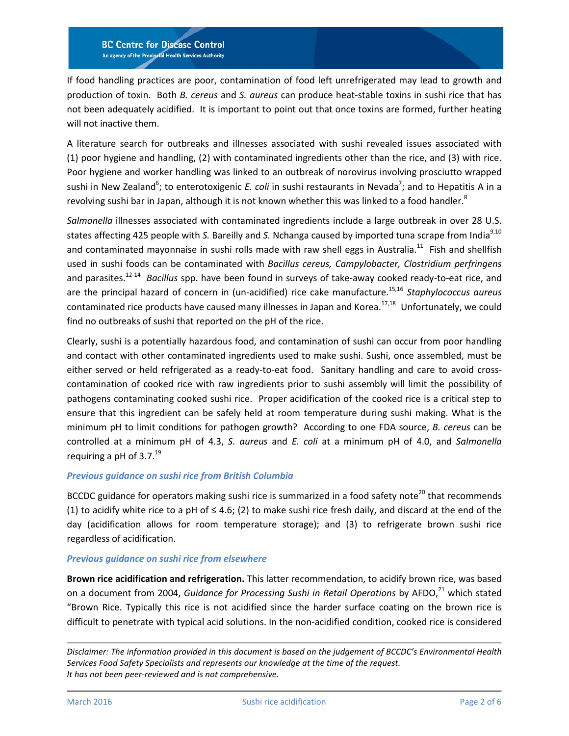If food handling practices are poor, contamination of food left unrefrigerated may lead to growth and production of toxin. Both *B. cereus* and *S. aureus* can produce heat-stable toxins in sushi rice that has not been adequately acidified. It is important to point out that once toxins are formed, further heating will not inactive them.

A literature search for outbreaks and illnesses associated with sushi revealed issues associated with (1) poor hygiene and handling, (2) with contaminated ingredients other than the rice, and (3) with rice. Poor hygiene and worker handling was linked to an outbreak of norovirus involving prosciutto wrapped sushi in New Zealand[6]; to enterotoxigenic *E. coli* in sushi restaurants in Nevada[7]; and to Hepatitis A in a revolving sushi bar in Japan, although it is not known whether this was linked to a food handler.[8]

*Salmonella* illnesses associated with contaminated ingredients include a large outbreak in over 28 U.S. states affecting 425 people with *S.* Bareilly and *S.* Nchanga caused by imported tuna scrape from India[9,10] and contaminated mayonnaise in sushi rolls made with raw shell eggs in Australia.[11] Fish and shellfish used in sushi foods can be contaminated with *Bacillus cereus, Campylobacter, Clostridium perfringens* and parasites.[12-14] *Bacillus* spp. have been found in surveys of take-away cooked ready-to-eat rice, and are the principal hazard of concern in (un-acidified) rice cake manufacture.[15,16] *Staphylococcus aureus* contaminated rice products have caused many illnesses in Japan and Korea.[17,18] Unfortunately, we could find no outbreaks of sushi that reported on the pH of the rice.

Clearly, sushi is a potentially hazardous food, and contamination of sushi can occur from poor handling and contact with other contaminated ingredients used to make sushi. Sushi, once assembled, must be either served or held refrigerated as a ready-to-eat food. Sanitary handling and care to avoid cross-contamination of cooked rice with raw ingredients prior to sushi assembly will limit the possibility of pathogens contaminating cooked sushi rice. Proper acidification of the cooked rice is a critical step to ensure that this ingredient can be safely held at room temperature during sushi making. What is the minimum pH to limit conditions for pathogen growth? According to one FDA source, *B. cereus* can be controlled at a minimum pH of 4.3, *S. aureus* and *E. coli* at a minimum pH of 4.0, and *Salmonella* requiring a pH of 3.7.[19]

### *Previous guidance on sushi rice from British Columbia*

BCCDC guidance for operators making sushi rice is summarized in a food safety note[20] that recommends (1) to acidify white rice to a pH of ≤ 4.6; (2) to make sushi rice fresh daily, and discard at the end of the day (acidification allows for room temperature storage); and (3) to refrigerate brown sushi rice regardless of acidification.

### *Previous guidance on sushi rice from elsewhere*

**Brown rice acidification and refrigeration.** This latter recommendation, to acidify brown rice, was based on a document from 2004, *Guidance for Processing Sushi in Retail Operations* by AFDO,[21] which stated "Brown Rice. Typically this rice is not acidified since the harder surface coating on the brown rice is difficult to penetrate with typical acid solutions. In the non-acidified condition, cooked rice is considered

*Disclaimer: The information provided in this document is based on the judgement of BCCDC's Environmental Health Services Food Safety Specialists and represents our knowledge at the time of the request. It has not been peer-reviewed and is not comprehensive.*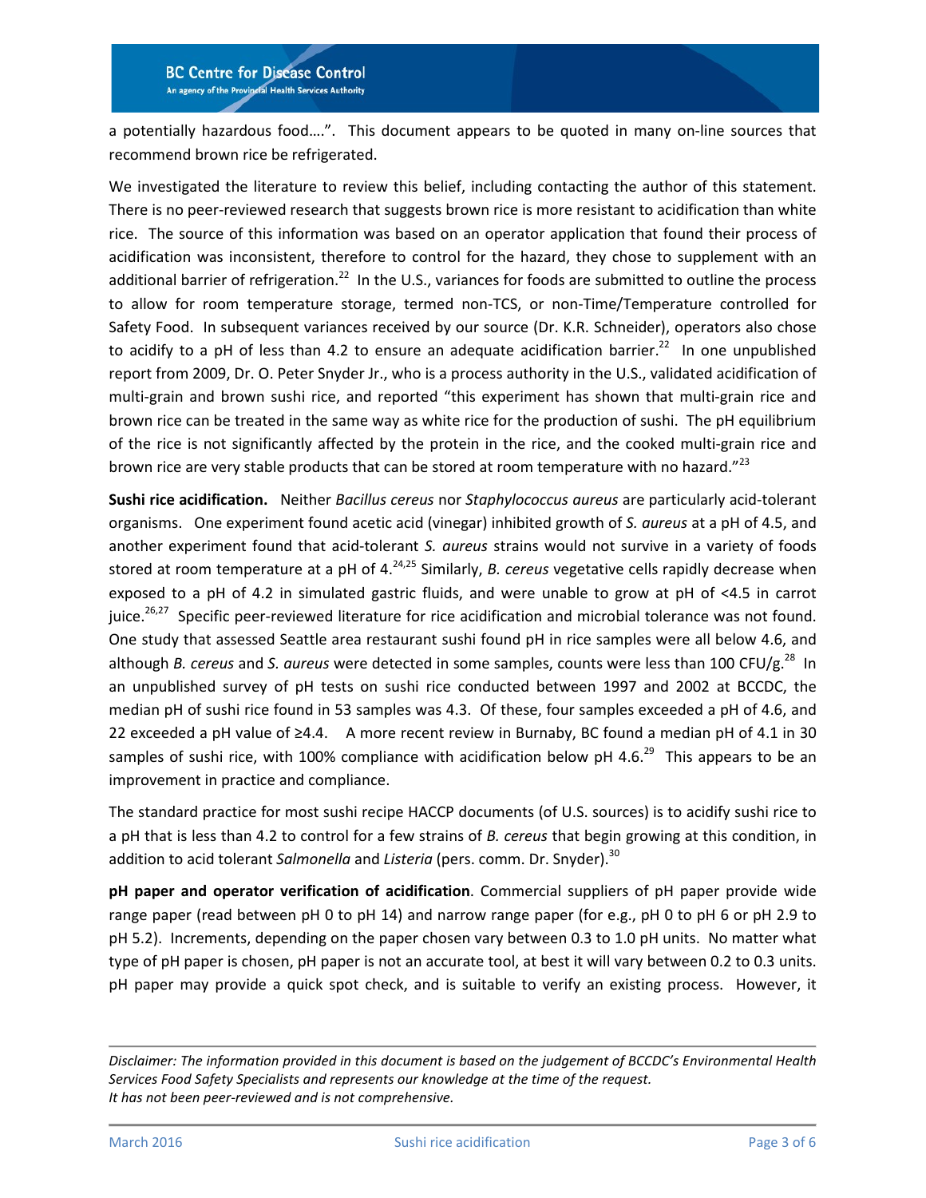a potentially hazardous food….". This document appears to be quoted in many on-line sources that recommend brown rice be refrigerated.

We investigated the literature to review this belief, including contacting the author of this statement. There is no peer-reviewed research that suggests brown rice is more resistant to acidification than white rice. The source of this information was based on an operator application that found their process of acidification was inconsistent, therefore to control for the hazard, they chose to supplement with an additional barrier of refrigeration.[22] In the U.S., variances for foods are submitted to outline the process to allow for room temperature storage, termed non-TCS, or non-Time/Temperature controlled for Safety Food. In subsequent variances received by our source (Dr. K.R. Schneider), operators also chose to acidify to a pH of less than 4.2 to ensure an adequate acidification barrier.[22] In one unpublished report from 2009, Dr. O. Peter Snyder Jr., who is a process authority in the U.S., validated acidification of multi-grain and brown sushi rice, and reported "this experiment has shown that multi-grain rice and brown rice can be treated in the same way as white rice for the production of sushi. The pH equilibrium of the rice is not significantly affected by the protein in the rice, and the cooked multi-grain rice and brown rice are very stable products that can be stored at room temperature with no hazard."[23]

**Sushi rice acidification.** Neither *Bacillus cereus* nor *Staphylococcus aureus* are particularly acid-tolerant organisms. One experiment found acetic acid (vinegar) inhibited growth of *S. aureus* at a pH of 4.5, and another experiment found that acid-tolerant *S. aureus* strains would not survive in a variety of foods stored at room temperature at a pH of 4.[24,25] Similarly, *B. cereus* vegetative cells rapidly decrease when exposed to a pH of 4.2 in simulated gastric fluids, and were unable to grow at pH of <4.5 in carrot juice.[26,27] Specific peer-reviewed literature for rice acidification and microbial tolerance was not found. One study that assessed Seattle area restaurant sushi found pH in rice samples were all below 4.6, and although *B. cereus* and *S. aureus* were detected in some samples, counts were less than 100 CFU/g.[28] In an unpublished survey of pH tests on sushi rice conducted between 1997 and 2002 at BCCDC, the median pH of sushi rice found in 53 samples was 4.3. Of these, four samples exceeded a pH of 4.6, and 22 exceeded a pH value of ≥4.4. A more recent review in Burnaby, BC found a median pH of 4.1 in 30 samples of sushi rice, with 100% compliance with acidification below pH 4.6.[29] This appears to be an improvement in practice and compliance.

The standard practice for most sushi recipe HACCP documents (of U.S. sources) is to acidify sushi rice to a pH that is less than 4.2 to control for a few strains of *B. cereus* that begin growing at this condition, in addition to acid tolerant *Salmonella* and *Listeria* (pers. comm. Dr. Snyder).[30]

**pH paper and operator verification of acidification**. Commercial suppliers of pH paper provide wide range paper (read between pH 0 to pH 14) and narrow range paper (for e.g., pH 0 to pH 6 or pH 2.9 to pH 5.2). Increments, depending on the paper chosen vary between 0.3 to 1.0 pH units. No matter what type of pH paper is chosen, pH paper is not an accurate tool, at best it will vary between 0.2 to 0.3 units. pH paper may provide a quick spot check, and is suitable to verify an existing process. However, it

*Disclaimer: The information provided in this document is based on the judgement of BCCDC's Environmental Health Services Food Safety Specialists and represents our knowledge at the time of the request. It has not been peer-reviewed and is not comprehensive.*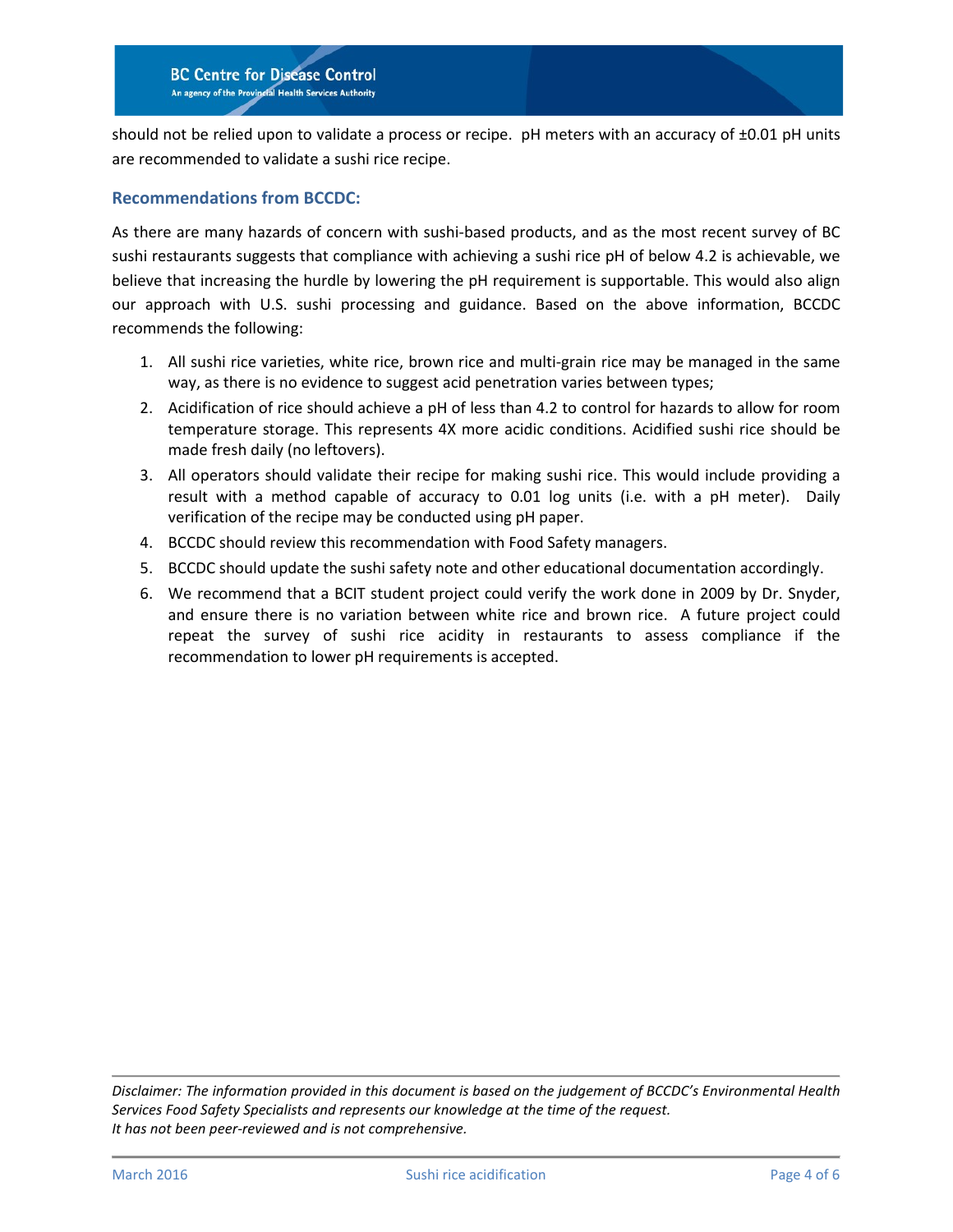should not be relied upon to validate a process or recipe. pH meters with an accuracy of ±0.01 pH units are recommended to validate a sushi rice recipe.

## Recommendations from BCCDC:

As there are many hazards of concern with sushi-based products, and as the most recent survey of BC sushi restaurants suggests that compliance with achieving a sushi rice pH of below 4.2 is achievable, we believe that increasing the hurdle by lowering the pH requirement is supportable. This would also align our approach with U.S. sushi processing and guidance. Based on the above information, BCCDC recommends the following:

1. All sushi rice varieties, white rice, brown rice and multi-grain rice may be managed in the same way, as there is no evidence to suggest acid penetration varies between types;
2. Acidification of rice should achieve a pH of less than 4.2 to control for hazards to allow for room temperature storage. This represents 4X more acidic conditions. Acidified sushi rice should be made fresh daily (no leftovers).
3. All operators should validate their recipe for making sushi rice. This would include providing a result with a method capable of accuracy to 0.01 log units (i.e. with a pH meter). Daily verification of the recipe may be conducted using pH paper.
4. BCCDC should review this recommendation with Food Safety managers.
5. BCCDC should update the sushi safety note and other educational documentation accordingly.
6. We recommend that a BCIT student project could verify the work done in 2009 by Dr. Snyder, and ensure there is no variation between white rice and brown rice. A future project could repeat the survey of sushi rice acidity in restaurants to assess compliance if the recommendation to lower pH requirements is accepted.

*Disclaimer: The information provided in this document is based on the judgement of BCCDC's Environmental Health Services Food Safety Specialists and represents our knowledge at the time of the request. It has not been peer-reviewed and is not comprehensive.*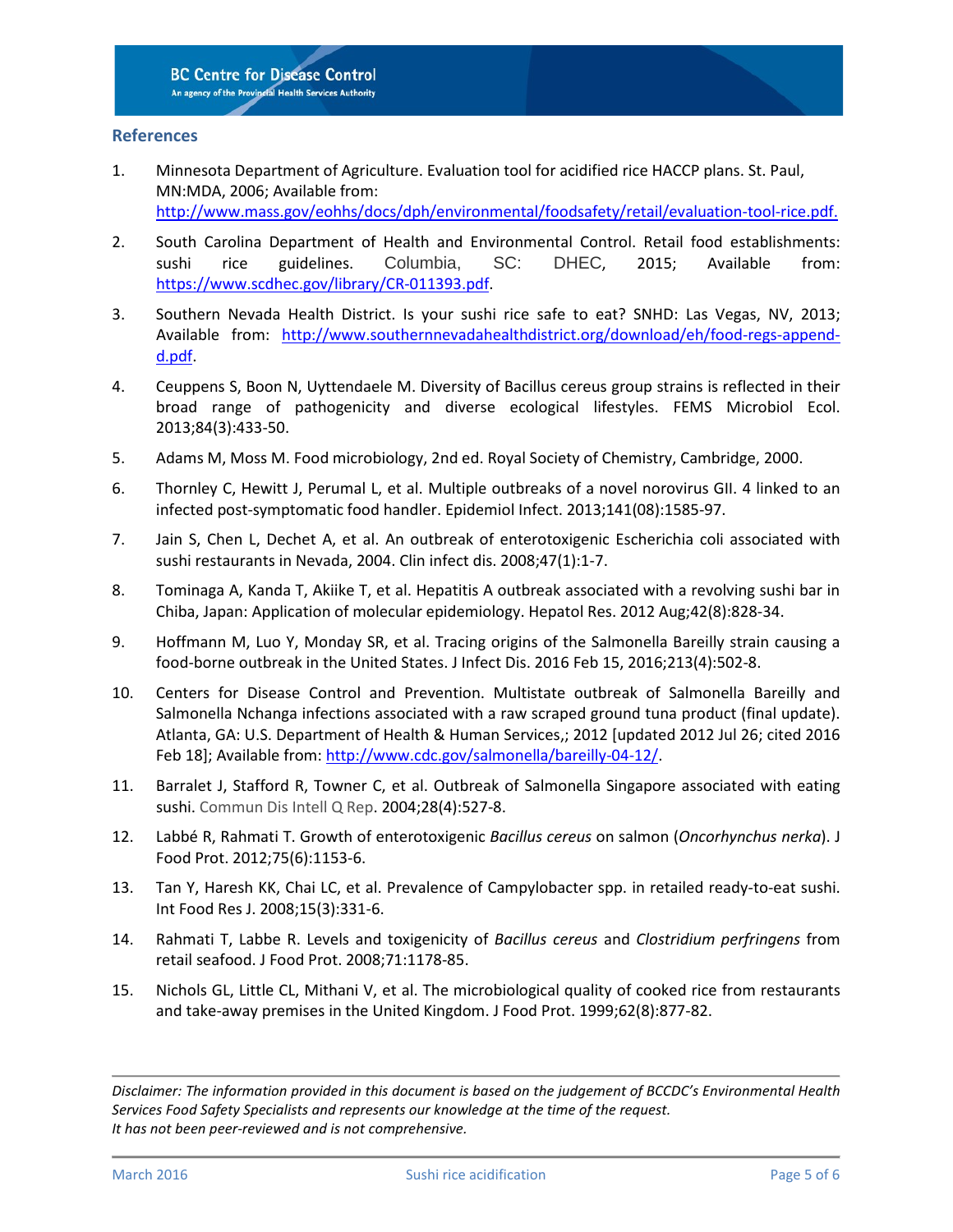## References

1. Minnesota Department of Agriculture. Evaluation tool for acidified rice HACCP plans. St. Paul, MN:MDA, 2006; Available from: http://www.mass.gov/eohhs/docs/dph/environmental/foodsafety/retail/evaluation-tool-rice.pdf.
2. South Carolina Department of Health and Environmental Control. Retail food establishments: sushi rice guidelines. Columbia, SC: DHEC, 2015; Available from: https://www.scdhec.gov/library/CR-011393.pdf.
3. Southern Nevada Health District. Is your sushi rice safe to eat? SNHD: Las Vegas, NV, 2013; Available from: http://www.southernnevadahealthdistrict.org/download/eh/food-regs-append-d.pdf.
4. Ceuppens S, Boon N, Uyttendaele M. Diversity of Bacillus cereus group strains is reflected in their broad range of pathogenicity and diverse ecological lifestyles. FEMS Microbiol Ecol. 2013;84(3):433-50.
5. Adams M, Moss M. Food microbiology, 2nd ed. Royal Society of Chemistry, Cambridge, 2000.
6. Thornley C, Hewitt J, Perumal L, et al. Multiple outbreaks of a novel norovirus GII. 4 linked to an infected post-symptomatic food handler. Epidemiol Infect. 2013;141(08):1585-97.
7. Jain S, Chen L, Dechet A, et al. An outbreak of enterotoxigenic Escherichia coli associated with sushi restaurants in Nevada, 2004. Clin infect dis. 2008;47(1):1-7.
8. Tominaga A, Kanda T, Akiike T, et al. Hepatitis A outbreak associated with a revolving sushi bar in Chiba, Japan: Application of molecular epidemiology. Hepatol Res. 2012 Aug;42(8):828-34.
9. Hoffmann M, Luo Y, Monday SR, et al. Tracing origins of the Salmonella Bareilly strain causing a food-borne outbreak in the United States. J Infect Dis. 2016 Feb 15, 2016;213(4):502-8.
10. Centers for Disease Control and Prevention. Multistate outbreak of Salmonella Bareilly and Salmonella Nchanga infections associated with a raw scraped ground tuna product (final update). Atlanta, GA: U.S. Department of Health & Human Services,; 2012 [updated 2012 Jul 26; cited 2016 Feb 18]; Available from: http://www.cdc.gov/salmonella/bareilly-04-12/.
11. Barralet J, Stafford R, Towner C, et al. Outbreak of Salmonella Singapore associated with eating sushi. Commun Dis Intell Q Rep. 2004;28(4):527-8.
12. Labbé R, Rahmati T. Growth of enterotoxigenic *Bacillus cereus* on salmon (*Oncorhynchus nerka*). J Food Prot. 2012;75(6):1153-6.
13. Tan Y, Haresh KK, Chai LC, et al. Prevalence of Campylobacter spp. in retailed ready-to-eat sushi. Int Food Res J. 2008;15(3):331-6.
14. Rahmati T, Labbe R. Levels and toxigenicity of *Bacillus cereus* and *Clostridium perfringens* from retail seafood. J Food Prot. 2008;71:1178-85.
15. Nichols GL, Little CL, Mithani V, et al. The microbiological quality of cooked rice from restaurants and take-away premises in the United Kingdom. J Food Prot. 1999;62(8):877-82.

---

*Disclaimer: The information provided in this document is based on the judgement of BCCDC's Environmental Health Services Food Safety Specialists and represents our knowledge at the time of the request. It has not been peer-reviewed and is not comprehensive.*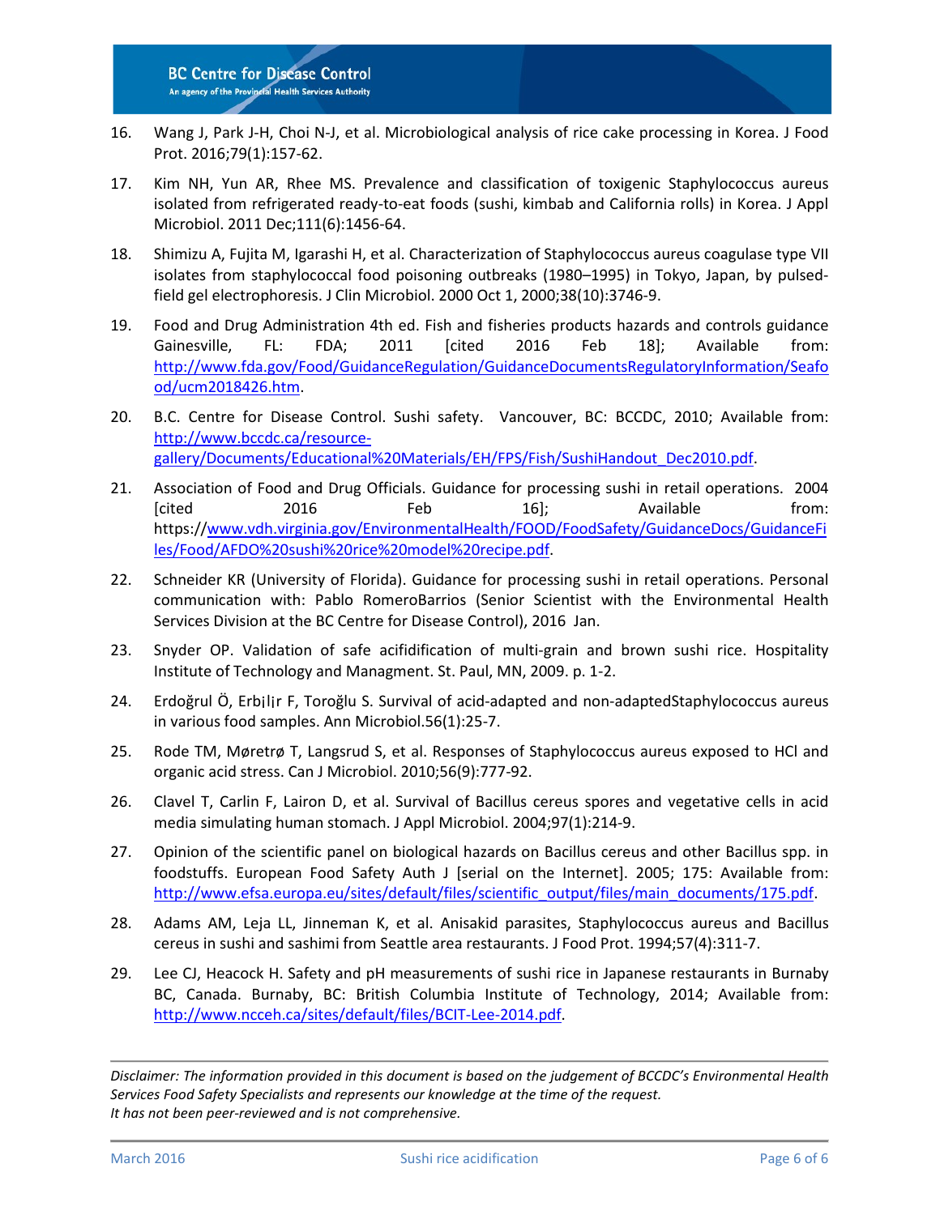16. Wang J, Park J-H, Choi N-J, et al. Microbiological analysis of rice cake processing in Korea. J Food Prot. 2016;79(1):157-62.

17. Kim NH, Yun AR, Rhee MS. Prevalence and classification of toxigenic Staphylococcus aureus isolated from refrigerated ready-to-eat foods (sushi, kimbab and California rolls) in Korea. J Appl Microbiol. 2011 Dec;111(6):1456-64.

18. Shimizu A, Fujita M, Igarashi H, et al. Characterization of Staphylococcus aureus coagulase type VII isolates from staphylococcal food poisoning outbreaks (1980–1995) in Tokyo, Japan, by pulsed-field gel electrophoresis. J Clin Microbiol. 2000 Oct 1, 2000;38(10):3746-9.

19. Food and Drug Administration 4th ed. Fish and fisheries products hazards and controls guidance Gainesville, FL: FDA; 2011 [cited 2016 Feb 18]; Available from: http://www.fda.gov/Food/GuidanceRegulation/GuidanceDocumentsRegulatoryInformation/Seafood/ucm2018426.htm.

20. B.C. Centre for Disease Control. Sushi safety. Vancouver, BC: BCCDC, 2010; Available from: http://www.bccdc.ca/resource-gallery/Documents/Educational%20Materials/EH/FPS/Fish/SushiHandout_Dec2010.pdf.

21. Association of Food and Drug Officials. Guidance for processing sushi in retail operations. 2004 [cited 2016 Feb 16]; Available from: https://www.vdh.virginia.gov/EnvironmentalHealth/FOOD/FoodSafety/GuidanceDocs/GuidanceFiles/Food/AFDO%20sushi%20rice%20model%20recipe.pdf.

22. Schneider KR (University of Florida). Guidance for processing sushi in retail operations. Personal communication with: Pablo RomeroBarrios (Senior Scientist with the Environmental Health Services Division at the BC Centre for Disease Control), 2016 Jan.

23. Snyder OP. Validation of safe acidifidification of multi-grain and brown sushi rice. Hospitality Institute of Technology and Managment. St. Paul, MN, 2009. p. 1-2.

24. Erdoğrul Ö, Erbįlįr F, Toroğlu S. Survival of acid-adapted and non-adaptedStaphylococcus aureus in various food samples. Ann Microbiol.56(1):25-7.

25. Rode TM, Møretrø T, Langsrud S, et al. Responses of Staphylococcus aureus exposed to HCl and organic acid stress. Can J Microbiol. 2010;56(9):777-92.

26. Clavel T, Carlin F, Lairon D, et al. Survival of Bacillus cereus spores and vegetative cells in acid media simulating human stomach. J Appl Microbiol. 2004;97(1):214-9.

27. Opinion of the scientific panel on biological hazards on Bacillus cereus and other Bacillus spp. in foodstuffs. European Food Safety Auth J [serial on the Internet]. 2005; 175: Available from: http://www.efsa.europa.eu/sites/default/files/scientific_output/files/main_documents/175.pdf.

28. Adams AM, Leja LL, Jinneman K, et al. Anisakid parasites, Staphylococcus aureus and Bacillus cereus in sushi and sashimi from Seattle area restaurants. J Food Prot. 1994;57(4):311-7.

29. Lee CJ, Heacock H. Safety and pH measurements of sushi rice in Japanese restaurants in Burnaby BC, Canada. Burnaby, BC: British Columbia Institute of Technology, 2014; Available from: http://www.ncceh.ca/sites/default/files/BCIT-Lee-2014.pdf.

---

*Disclaimer: The information provided in this document is based on the judgement of BCCDC's Environmental Health Services Food Safety Specialists and represents our knowledge at the time of the request. It has not been peer-reviewed and is not comprehensive.*